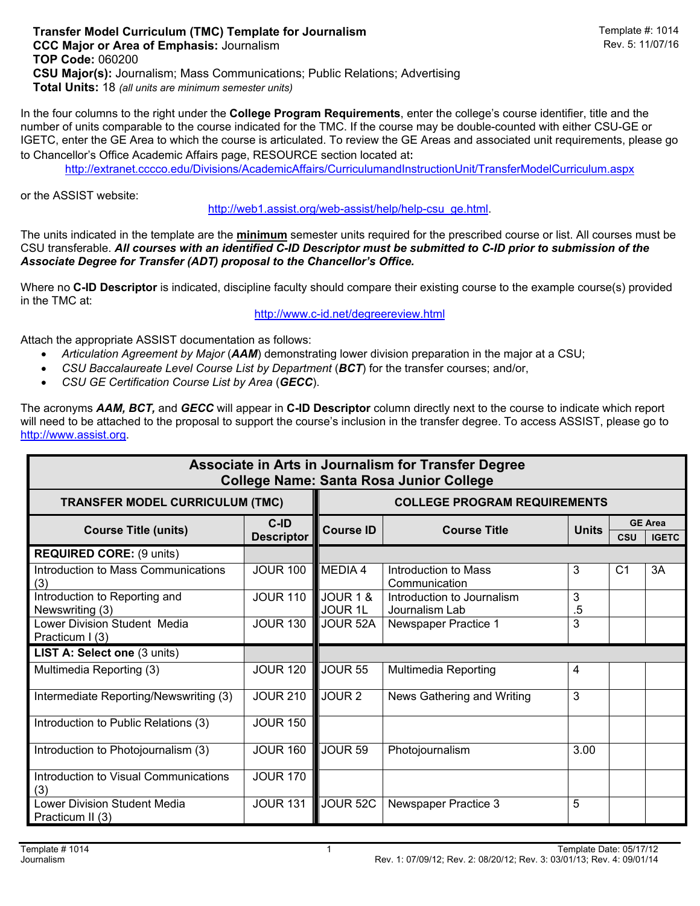**Transfer Model Curriculum (TMC) Template for Journalism**
**CCC Major or Area of Emphasis:** Journalism
**TOP Code:** 060200
**CSU Major(s):** Journalism; Mass Communications; Public Relations; Advertising
**Total Units:** 18 *(all units are minimum semester units)*

Template #: 1014
Rev. 5: 11/07/16

In the four columns to the right under the **College Program Requirements**, enter the college's course identifier, title and the number of units comparable to the course indicated for the TMC. If the course may be double-counted with either CSU-GE or IGETC, enter the GE Area to which the course is articulated. To review the GE Areas and associated unit requirements, please go to Chancellor's Office Academic Affairs page, RESOURCE section located at**:**

http://extranet.cccco.edu/Divisions/AcademicAffairs/CurriculumandInstructionUnit/TransferModelCurriculum.aspx

or the ASSIST website:

http://web1.assist.org/web-assist/help/help-csu_ge.html.

The units indicated in the template are the **minimum** semester units required for the prescribed course or list. All courses must be CSU transferable. ***All courses with an identified C-ID Descriptor must be submitted to C-ID prior to submission of the Associate Degree for Transfer (ADT) proposal to the Chancellor's Office.***

Where no **C-ID Descriptor** is indicated, discipline faculty should compare their existing course to the example course(s) provided in the TMC at:

http://www.c-id.net/degreereview.html

Attach the appropriate ASSIST documentation as follows:

- *Articulation Agreement by Major (**AAM**) demonstrating lower division preparation in the major at a CSU;*
- *CSU Baccalaureate Level Course List by Department (**BCT**) for the transfer courses; and/or,*
- *CSU GE Certification Course List by Area (**GECC**).*

The acronyms ***AAM, BCT,*** and ***GECC*** will appear in **C-ID Descriptor** column directly next to the course to indicate which report will need to be attached to the proposal to support the course's inclusion in the transfer degree. To access ASSIST, please go to http://www.assist.org.

| **Associate in Arts in Journalism for Transfer Degree<br>College Name: Santa Rosa Junior College** | | | | | | |
|---|---|---|---|---|---|---|
| **TRANSFER MODEL CURRICULUM (TMC)** | | **COLLEGE PROGRAM REQUIREMENTS** | | | | |
| **Course Title (units)** | **C-ID Descriptor** | **Course ID** | **Course Title** | **Units** | **GE Area CSU** | **GE Area IGETC** |
| **REQUIRED CORE:** (9 units) | | | | | | |
| Introduction to Mass Communications (3) | JOUR 100 | MEDIA 4 | Introduction to Mass Communication | 3 | C1 | 3A |
| Introduction to Reporting and Newswriting (3) | JOUR 110 | JOUR 1 & JOUR 1L | Introduction to Journalism Journalism Lab | 3 .5 | | |
| Lower Division Student Media Practicum I (3) | JOUR 130 | JOUR 52A | Newspaper Practice 1 | 3 | | |
| **LIST A: Select one** (3 units) | | | | | | |
| Multimedia Reporting (3) | JOUR 120 | JOUR 55 | Multimedia Reporting | 4 | | |
| Intermediate Reporting/Newswriting (3) | JOUR 210 | JOUR 2 | News Gathering and Writing | 3 | | |
| Introduction to Public Relations (3) | JOUR 150 | | | | | |
| Introduction to Photojournalism (3) | JOUR 160 | JOUR 59 | Photojournalism | 3.00 | | |
| Introduction to Visual Communications (3) | JOUR 170 | | | | | |
| Lower Division Student Media Practicum II (3) | JOUR 131 | JOUR 52C | Newspaper Practice 3 | 5 | | |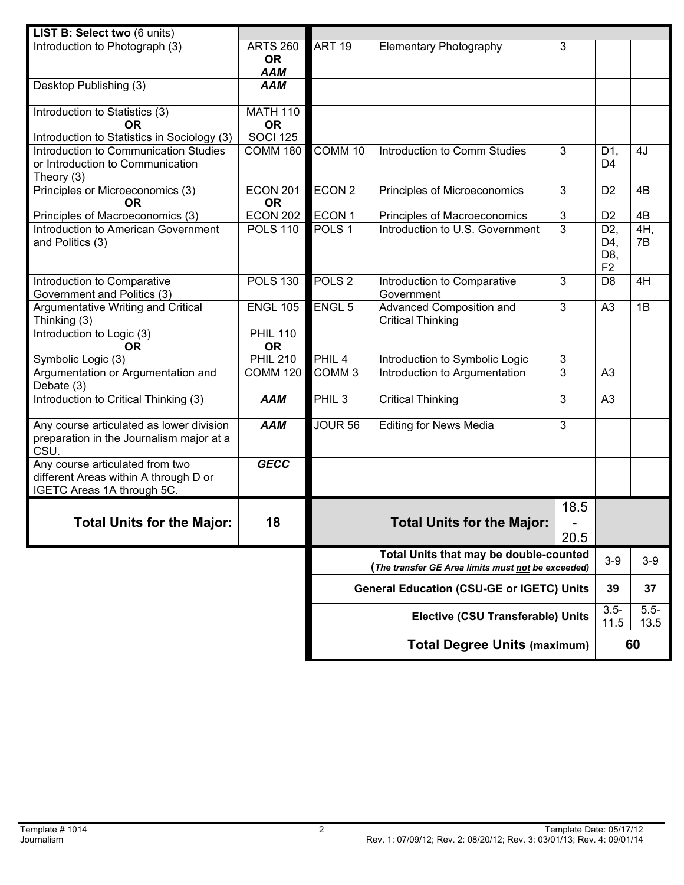| LIST B: Select two (6 units) | | | | | | |
|---|---|---|---|---|---|---|
| Introduction to Photograph (3) | ARTS 260 **OR** ***AAM*** | ART 19 | Elementary Photography | 3 | | |
| Desktop Publishing (3) | ***AAM*** | | | | | |
| Introduction to Statistics (3) **OR** Introduction to Statistics in Sociology (3) | MATH 110 **OR** SOCI 125 | | | | | |
| Introduction to Communication Studies or Introduction to Communication Theory (3) | COMM 180 | COMM 10 | Introduction to Comm Studies | 3 | D1, D4 | 4J |
| Principles or Microeconomics (3) **OR** Principles of Macroeconomics (3) | ECON 201 **OR** ECON 202 | ECON 2 ECON 1 | Principles of Microeconomics Principles of Macroeconomics | 3 3 | D2 D2 | 4B 4B |
| Introduction to American Government and Politics (3) | POLS 110 | POLS 1 | Introduction to U.S. Government | 3 | D2, D4, D8, F2 | 4H, 7B |
| Introduction to Comparative Government and Politics (3) | POLS 130 | POLS 2 | Introduction to Comparative Government | 3 | D8 | 4H |
| Argumentative Writing and Critical Thinking (3) | ENGL 105 | ENGL 5 | Advanced Composition and Critical Thinking | 3 | A3 | 1B |
| Introduction to Logic (3) **OR** Symbolic Logic (3) | PHIL 110 **OR** PHIL 210 | PHIL 4 | Introduction to Symbolic Logic | 3 | | |
| Argumentation or Argumentation and Debate (3) | COMM 120 | COMM 3 | Introduction to Argumentation | 3 | A3 | |
| Introduction to Critical Thinking (3) | ***AAM*** | PHIL 3 | Critical Thinking | 3 | A3 | |
| Any course articulated as lower division preparation in the Journalism major at a CSU. | ***AAM*** | JOUR 56 | Editing for News Media | 3 | | |
| Any course articulated from two different Areas within A through D or IGETC Areas 1A through 5C. | ***GECC*** | | | | | |
| **Total Units for the Major:** | **18** | | **Total Units for the Major:** | 18.5 - 20.5 | | |
| | | | **Total Units that may be double-counted** (*The transfer GE Area limits must not be exceeded*) | | 3-9 | 3-9 |
| | | | **General Education (CSU-GE or IGETC) Units** | | **39** | **37** |
| | | | **Elective (CSU Transferable) Units** | | 3.5-11.5 | 5.5-13.5 |
| | | | **Total Degree Units (maximum)** | | **60** | |